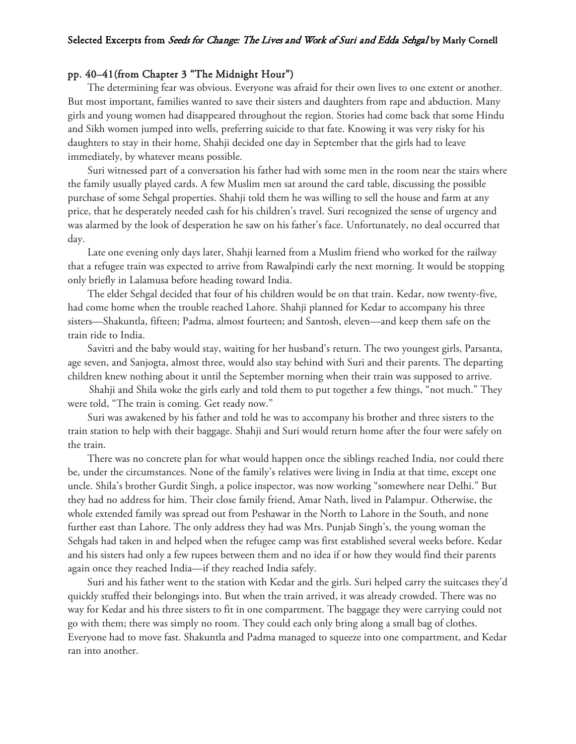# Selected Excerpts from *Seeds for Change: The Lives and Work of Suri and Edda Sehgal* by Marly Cornell

## pp. 40–41 (from Chapter 3 "The Midnight Hour")

The determining fear was obvious. Everyone was afraid for their own lives to one extent or another. But most important, families wanted to save their sisters and daughters from rape and abduction. Many girls and young women had disappeared throughout the region. Stories had come back that some Hindu and Sikh women jumped into wells, preferring suicide to that fate. Knowing it was very risky for his daughters to stay in their home, Shahji decided one day in September that the girls had to leave immediately, by whatever means possible.

Suri witnessed part of a conversation his father had with some men in the room near the stairs where the family usually played cards. A few Muslim men sat around the card table, discussing the possible purchase of some Sehgal properties. Shahji told them he was willing to sell the house and farm at any price, that he desperately needed cash for his children's travel. Suri recognized the sense of urgency and was alarmed by the look of desperation he saw on his father's face. Unfortunately, no deal occurred that day.

Late one evening only days later, Shahji learned from a Muslim friend who worked for the railway that a refugee train was expected to arrive from Rawalpindi early the next morning. It would be stopping only briefly in Lalamusa before heading toward India.

The elder Sehgal decided that four of his children would be on that train. Kedar, now twenty-five, had come home when the trouble reached Lahore. Shahji planned for Kedar to accompany his three sisters—Shakuntla, fifteen; Padma, almost fourteen; and Santosh, eleven—and keep them safe on the train ride to India.

Savitri and the baby would stay, waiting for her husband's return. The two youngest girls, Parsanta, age seven, and Sanjogta, almost three, would also stay behind with Suri and their parents. The departing children knew nothing about it until the September morning when their train was supposed to arrive.

Shahji and Shila woke the girls early and told them to put together a few things, "not much." They were told, "The train is coming. Get ready now."

Suri was awakened by his father and told he was to accompany his brother and three sisters to the train station to help with their baggage. Shahji and Suri would return home after the four were safely on the train.

There was no concrete plan for what would happen once the siblings reached India, nor could there be, under the circumstances. None of the family's relatives were living in India at that time, except one uncle. Shila's brother Gurdit Singh, a police inspector, was now working "somewhere near Delhi." But they had no address for him. Their close family friend, Amar Nath, lived in Palampur. Otherwise, the whole extended family was spread out from Peshawar in the North to Lahore in the South, and none further east than Lahore. The only address they had was Mrs. Punjab Singh's, the young woman the Sehgals had taken in and helped when the refugee camp was first established several weeks before. Kedar and his sisters had only a few rupees between them and no idea if or how they would find their parents again once they reached India—if they reached India safely.

Suri and his father went to the station with Kedar and the girls. Suri helped carry the suitcases they'd quickly stuffed their belongings into. But when the train arrived, it was already crowded. There was no way for Kedar and his three sisters to fit in one compartment. The baggage they were carrying could not go with them; there was simply no room. They could each only bring along a small bag of clothes. Everyone had to move fast. Shakuntla and Padma managed to squeeze into one compartment, and Kedar ran into another.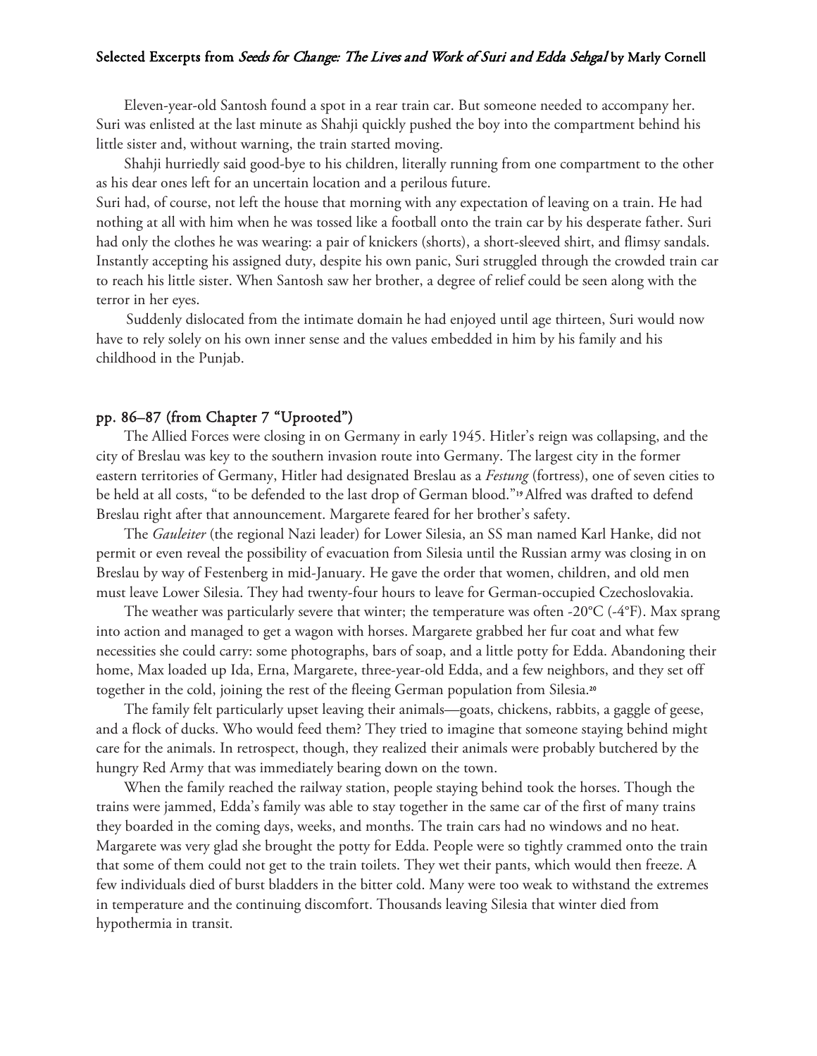Eleven-year-old Santosh found a spot in a rear train car. But someone needed to accompany her. Suri was enlisted at the last minute as Shahji quickly pushed the boy into the compartment behind his little sister and, without warning, the train started moving.

Shahji hurriedly said good-bye to his children, literally running from one compartment to the other as his dear ones left for an uncertain location and a perilous future.

Suri had, of course, not left the house that morning with any expectation of leaving on a train. He had nothing at all with him when he was tossed like a football onto the train car by his desperate father. Suri had only the clothes he was wearing: a pair of knickers (shorts), a short-sleeved shirt, and flimsy sandals. Instantly accepting his assigned duty, despite his own panic, Suri struggled through the crowded train car to reach his little sister. When Santosh saw her brother, a degree of relief could be seen along with the terror in her eyes.

Suddenly dislocated from the intimate domain he had enjoyed until age thirteen, Suri would now have to rely solely on his own inner sense and the values embedded in him by his family and his childhood in the Punjab.

## pp. 86–87 (from Chapter 7 "Uprooted")

The Allied Forces were closing in on Germany in early 1945. Hitler's reign was collapsing, and the city of Breslau was key to the southern invasion route into Germany. The largest city in the former eastern territories of Germany, Hitler had designated Breslau as a *Festung* (fortress), one of seven cities to be held at all costs, "to be defended to the last drop of German blood."[19] Alfred was drafted to defend Breslau right after that announcement. Margarete feared for her brother's safety.

The *Gauleiter* (the regional Nazi leader) for Lower Silesia, an SS man named Karl Hanke, did not permit or even reveal the possibility of evacuation from Silesia until the Russian army was closing in on Breslau by way of Festenberg in mid-January. He gave the order that women, children, and old men must leave Lower Silesia. They had twenty-four hours to leave for German-occupied Czechoslovakia.

The weather was particularly severe that winter; the temperature was often -20°C (-4°F). Max sprang into action and managed to get a wagon with horses. Margarete grabbed her fur coat and what few necessities she could carry: some photographs, bars of soap, and a little potty for Edda. Abandoning their home, Max loaded up Ida, Erna, Margarete, three-year-old Edda, and a few neighbors, and they set off together in the cold, joining the rest of the fleeing German population from Silesia.[20]

The family felt particularly upset leaving their animals—goats, chickens, rabbits, a gaggle of geese, and a flock of ducks. Who would feed them? They tried to imagine that someone staying behind might care for the animals. In retrospect, though, they realized their animals were probably butchered by the hungry Red Army that was immediately bearing down on the town.

When the family reached the railway station, people staying behind took the horses. Though the trains were jammed, Edda's family was able to stay together in the same car of the first of many trains they boarded in the coming days, weeks, and months. The train cars had no windows and no heat. Margarete was very glad she brought the potty for Edda. People were so tightly crammed onto the train that some of them could not get to the train toilets. They wet their pants, which would then freeze. A few individuals died of burst bladders in the bitter cold. Many were too weak to withstand the extremes in temperature and the continuing discomfort. Thousands leaving Silesia that winter died from hypothermia in transit.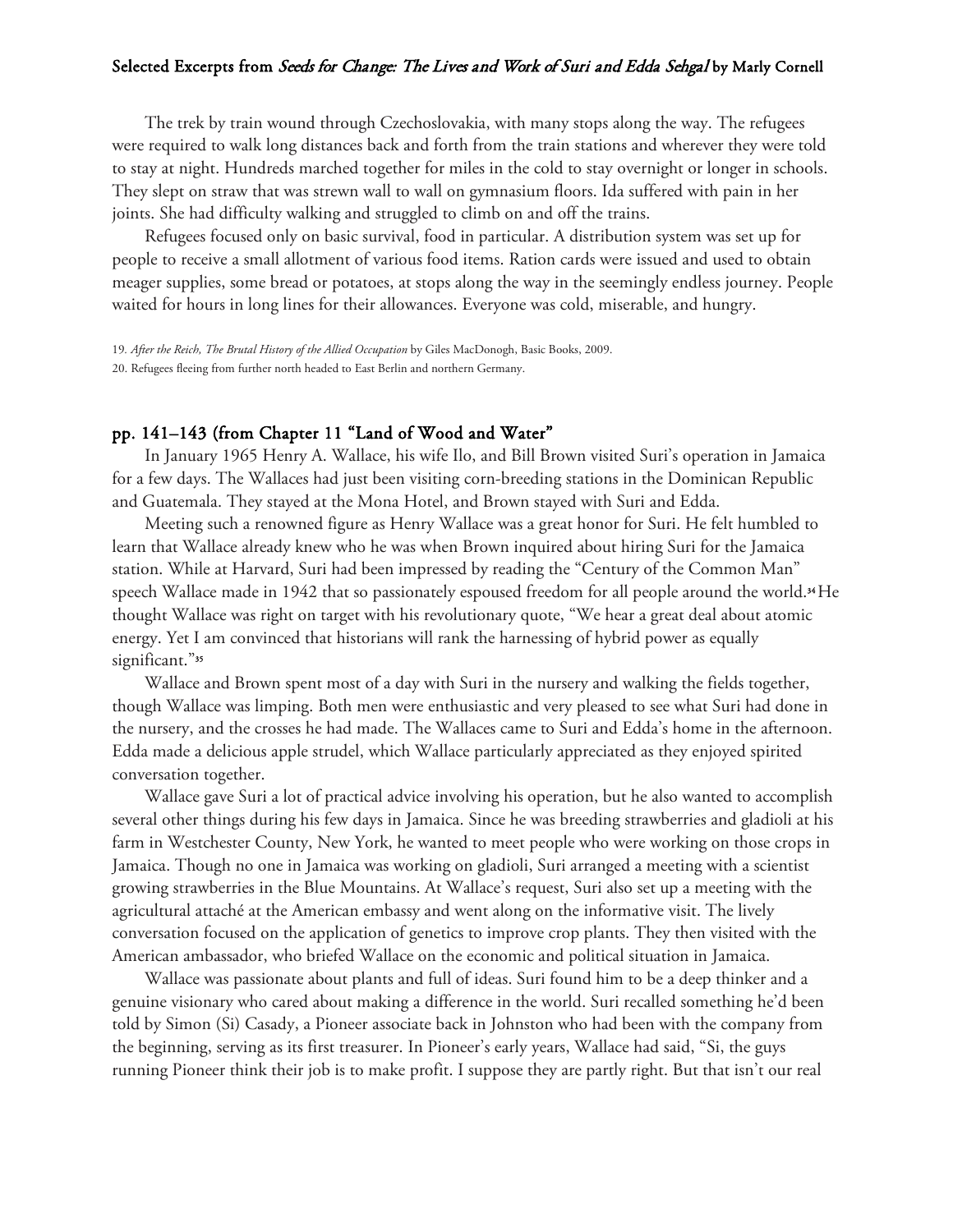The trek by train wound through Czechoslovakia, with many stops along the way. The refugees were required to walk long distances back and forth from the train stations and wherever they were told to stay at night. Hundreds marched together for miles in the cold to stay overnight or longer in schools. They slept on straw that was strewn wall to wall on gymnasium floors. Ida suffered with pain in her joints. She had difficulty walking and struggled to climb on and off the trains.

Refugees focused only on basic survival, food in particular. A distribution system was set up for people to receive a small allotment of various food items. Ration cards were issued and used to obtain meager supplies, some bread or potatoes, at stops along the way in the seemingly endless journey. People waited for hours in long lines for their allowances. Everyone was cold, miserable, and hungry.

19. *After the Reich, The Brutal History of the Allied Occupation* by Giles MacDonogh, Basic Books, 2009.

20. Refugees fleeing from further north headed to East Berlin and northern Germany.

## pp. 141–143 (from Chapter 11 "Land of Wood and Water"

In January 1965 Henry A. Wallace, his wife Ilo, and Bill Brown visited Suri's operation in Jamaica for a few days. The Wallaces had just been visiting corn-breeding stations in the Dominican Republic and Guatemala. They stayed at the Mona Hotel, and Brown stayed with Suri and Edda.

Meeting such a renowned figure as Henry Wallace was a great honor for Suri. He felt humbled to learn that Wallace already knew who he was when Brown inquired about hiring Suri for the Jamaica station. While at Harvard, Suri had been impressed by reading the "Century of the Common Man" speech Wallace made in 1942 that so passionately espoused freedom for all people around the world.[34] He thought Wallace was right on target with his revolutionary quote, "We hear a great deal about atomic energy. Yet I am convinced that historians will rank the harnessing of hybrid power as equally significant."[35]

Wallace and Brown spent most of a day with Suri in the nursery and walking the fields together, though Wallace was limping. Both men were enthusiastic and very pleased to see what Suri had done in the nursery, and the crosses he had made. The Wallaces came to Suri and Edda's home in the afternoon. Edda made a delicious apple strudel, which Wallace particularly appreciated as they enjoyed spirited conversation together.

Wallace gave Suri a lot of practical advice involving his operation, but he also wanted to accomplish several other things during his few days in Jamaica. Since he was breeding strawberries and gladioli at his farm in Westchester County, New York, he wanted to meet people who were working on those crops in Jamaica. Though no one in Jamaica was working on gladioli, Suri arranged a meeting with a scientist growing strawberries in the Blue Mountains. At Wallace's request, Suri also set up a meeting with the agricultural attaché at the American embassy and went along on the informative visit. The lively conversation focused on the application of genetics to improve crop plants. They then visited with the American ambassador, who briefed Wallace on the economic and political situation in Jamaica.

Wallace was passionate about plants and full of ideas. Suri found him to be a deep thinker and a genuine visionary who cared about making a difference in the world. Suri recalled something he'd been told by Simon (Si) Casady, a Pioneer associate back in Johnston who had been with the company from the beginning, serving as its first treasurer. In Pioneer's early years, Wallace had said, "Si, the guys running Pioneer think their job is to make profit. I suppose they are partly right. But that isn't our real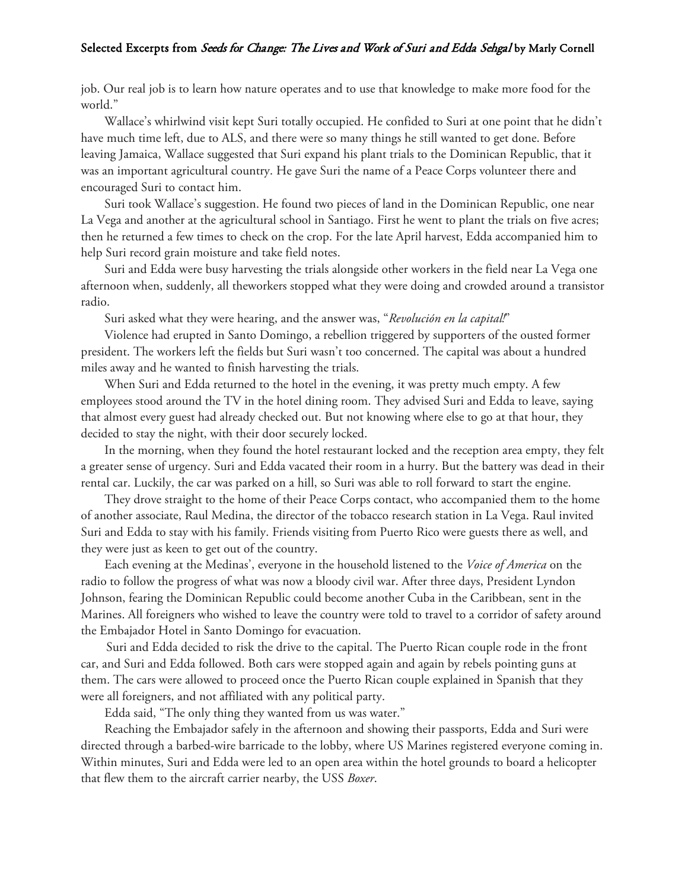job. Our real job is to learn how nature operates and to use that knowledge to make more food for the world."

Wallace's whirlwind visit kept Suri totally occupied. He confided to Suri at one point that he didn't have much time left, due to ALS, and there were so many things he still wanted to get done. Before leaving Jamaica, Wallace suggested that Suri expand his plant trials to the Dominican Republic, that it was an important agricultural country. He gave Suri the name of a Peace Corps volunteer there and encouraged Suri to contact him.

Suri took Wallace's suggestion. He found two pieces of land in the Dominican Republic, one near La Vega and another at the agricultural school in Santiago. First he went to plant the trials on five acres; then he returned a few times to check on the crop. For the late April harvest, Edda accompanied him to help Suri record grain moisture and take field notes.

Suri and Edda were busy harvesting the trials alongside other workers in the field near La Vega one afternoon when, suddenly, all theworkers stopped what they were doing and crowded around a transistor radio.

Suri asked what they were hearing, and the answer was, "*Revolución en la capital!*"

Violence had erupted in Santo Domingo, a rebellion triggered by supporters of the ousted former president. The workers left the fields but Suri wasn't too concerned. The capital was about a hundred miles away and he wanted to finish harvesting the trials.

When Suri and Edda returned to the hotel in the evening, it was pretty much empty. A few employees stood around the TV in the hotel dining room. They advised Suri and Edda to leave, saying that almost every guest had already checked out. But not knowing where else to go at that hour, they decided to stay the night, with their door securely locked.

In the morning, when they found the hotel restaurant locked and the reception area empty, they felt a greater sense of urgency. Suri and Edda vacated their room in a hurry. But the battery was dead in their rental car. Luckily, the car was parked on a hill, so Suri was able to roll forward to start the engine.

They drove straight to the home of their Peace Corps contact, who accompanied them to the home of another associate, Raul Medina, the director of the tobacco research station in La Vega. Raul invited Suri and Edda to stay with his family. Friends visiting from Puerto Rico were guests there as well, and they were just as keen to get out of the country.

Each evening at the Medinas', everyone in the household listened to the *Voice of America* on the radio to follow the progress of what was now a bloody civil war. After three days, President Lyndon Johnson, fearing the Dominican Republic could become another Cuba in the Caribbean, sent in the Marines. All foreigners who wished to leave the country were told to travel to a corridor of safety around the Embajador Hotel in Santo Domingo for evacuation.

Suri and Edda decided to risk the drive to the capital. The Puerto Rican couple rode in the front car, and Suri and Edda followed. Both cars were stopped again and again by rebels pointing guns at them. The cars were allowed to proceed once the Puerto Rican couple explained in Spanish that they were all foreigners, and not affiliated with any political party.

Edda said, "The only thing they wanted from us was water."

Reaching the Embajador safely in the afternoon and showing their passports, Edda and Suri were directed through a barbed-wire barricade to the lobby, where US Marines registered everyone coming in. Within minutes, Suri and Edda were led to an open area within the hotel grounds to board a helicopter that flew them to the aircraft carrier nearby, the USS *Boxer*.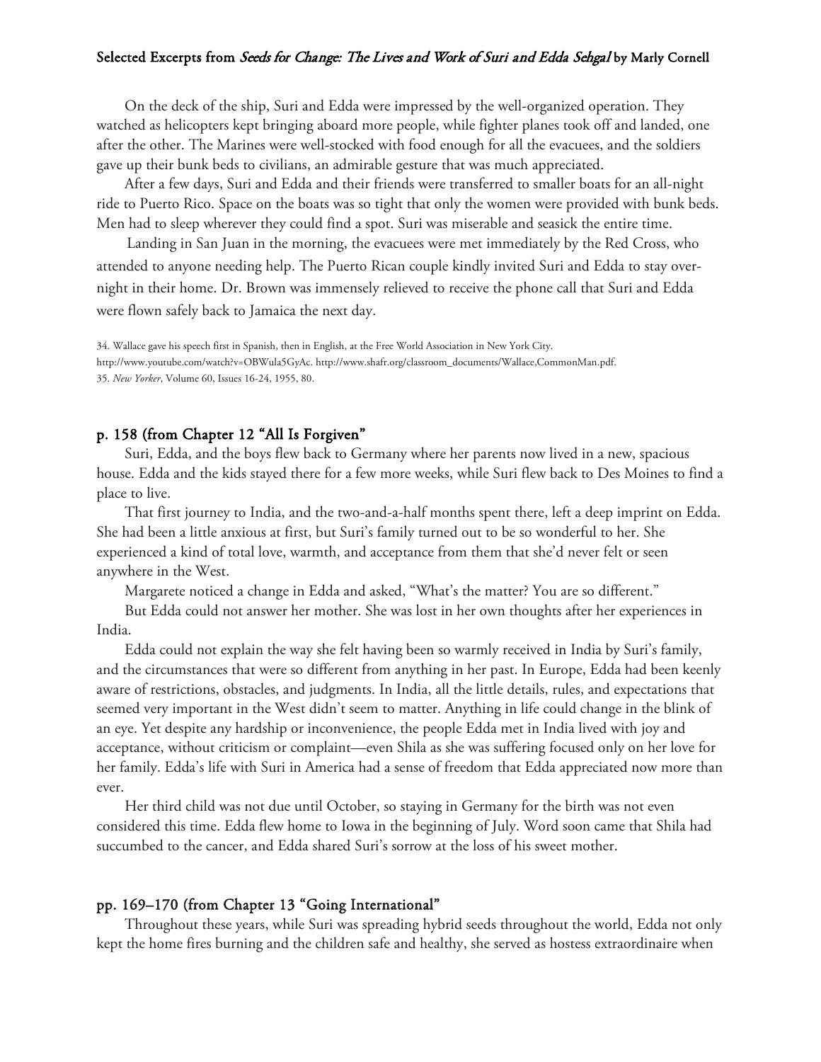On the deck of the ship, Suri and Edda were impressed by the well-organized operation. They watched as helicopters kept bringing aboard more people, while fighter planes took off and landed, one after the other. The Marines were well-stocked with food enough for all the evacuees, and the soldiers gave up their bunk beds to civilians, an admirable gesture that was much appreciated.

After a few days, Suri and Edda and their friends were transferred to smaller boats for an all-night ride to Puerto Rico. Space on the boats was so tight that only the women were provided with bunk beds. Men had to sleep wherever they could find a spot. Suri was miserable and seasick the entire time.

Landing in San Juan in the morning, the evacuees were met immediately by the Red Cross, who attended to anyone needing help. The Puerto Rican couple kindly invited Suri and Edda to stay overnight in their home. Dr. Brown was immensely relieved to receive the phone call that Suri and Edda were flown safely back to Jamaica the next day.

34. Wallace gave his speech first in Spanish, then in English, at the Free World Association in New York City. http://www.youtube.com/watch?v=OBWula5GyAc. http://www.shafr.org/classroom_documents/Wallace,CommonMan.pdf.
35. *New Yorker*, Volume 60, Issues 16-24, 1955, 80.

## p. 158 (from Chapter 12 "All Is Forgiven"

Suri, Edda, and the boys flew back to Germany where her parents now lived in a new, spacious house. Edda and the kids stayed there for a few more weeks, while Suri flew back to Des Moines to find a place to live.

That first journey to India, and the two-and-a-half months spent there, left a deep imprint on Edda. She had been a little anxious at first, but Suri's family turned out to be so wonderful to her. She experienced a kind of total love, warmth, and acceptance from them that she'd never felt or seen anywhere in the West.

Margarete noticed a change in Edda and asked, "What's the matter? You are so different."

But Edda could not answer her mother. She was lost in her own thoughts after her experiences in India.

Edda could not explain the way she felt having been so warmly received in India by Suri's family, and the circumstances that were so different from anything in her past. In Europe, Edda had been keenly aware of restrictions, obstacles, and judgments. In India, all the little details, rules, and expectations that seemed very important in the West didn't seem to matter. Anything in life could change in the blink of an eye. Yet despite any hardship or inconvenience, the people Edda met in India lived with joy and acceptance, without criticism or complaint—even Shila as she was suffering focused only on her love for her family. Edda's life with Suri in America had a sense of freedom that Edda appreciated now more than ever.

Her third child was not due until October, so staying in Germany for the birth was not even considered this time. Edda flew home to Iowa in the beginning of July. Word soon came that Shila had succumbed to the cancer, and Edda shared Suri's sorrow at the loss of his sweet mother.

## pp. 169–170 (from Chapter 13 "Going International"

Throughout these years, while Suri was spreading hybrid seeds throughout the world, Edda not only kept the home fires burning and the children safe and healthy, she served as hostess extraordinaire when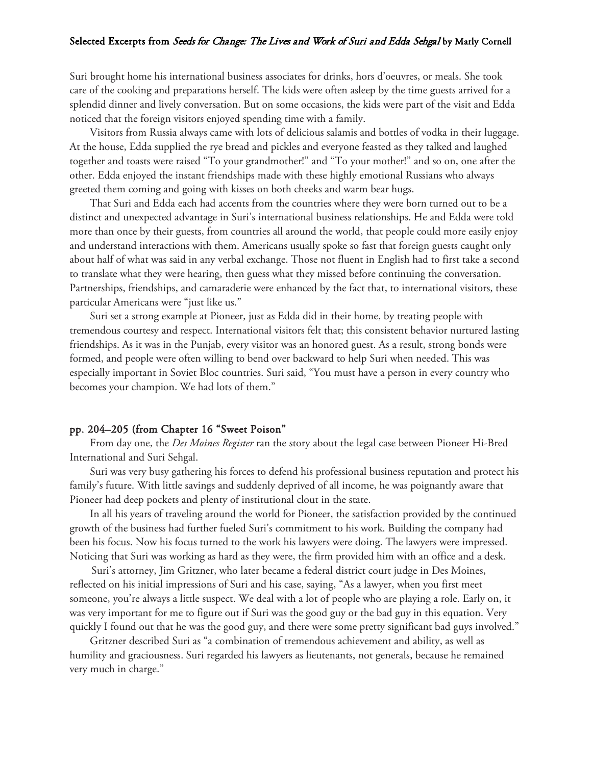Suri brought home his international business associates for drinks, hors d'oeuvres, or meals. She took care of the cooking and preparations herself. The kids were often asleep by the time guests arrived for a splendid dinner and lively conversation. But on some occasions, the kids were part of the visit and Edda noticed that the foreign visitors enjoyed spending time with a family.

Visitors from Russia always came with lots of delicious salamis and bottles of vodka in their luggage. At the house, Edda supplied the rye bread and pickles and everyone feasted as they talked and laughed together and toasts were raised "To your grandmother!" and "To your mother!" and so on, one after the other. Edda enjoyed the instant friendships made with these highly emotional Russians who always greeted them coming and going with kisses on both cheeks and warm bear hugs.

That Suri and Edda each had accents from the countries where they were born turned out to be a distinct and unexpected advantage in Suri's international business relationships. He and Edda were told more than once by their guests, from countries all around the world, that people could more easily enjoy and understand interactions with them. Americans usually spoke so fast that foreign guests caught only about half of what was said in any verbal exchange. Those not fluent in English had to first take a second to translate what they were hearing, then guess what they missed before continuing the conversation. Partnerships, friendships, and camaraderie were enhanced by the fact that, to international visitors, these particular Americans were "just like us."

Suri set a strong example at Pioneer, just as Edda did in their home, by treating people with tremendous courtesy and respect. International visitors felt that; this consistent behavior nurtured lasting friendships. As it was in the Punjab, every visitor was an honored guest. As a result, strong bonds were formed, and people were often willing to bend over backward to help Suri when needed. This was especially important in Soviet Bloc countries. Suri said, "You must have a person in every country who becomes your champion. We had lots of them."

## pp. 204–205 (from Chapter 16 "Sweet Poison"

From day one, the *Des Moines Register* ran the story about the legal case between Pioneer Hi-Bred International and Suri Sehgal.

Suri was very busy gathering his forces to defend his professional business reputation and protect his family's future. With little savings and suddenly deprived of all income, he was poignantly aware that Pioneer had deep pockets and plenty of institutional clout in the state.

In all his years of traveling around the world for Pioneer, the satisfaction provided by the continued growth of the business had further fueled Suri's commitment to his work. Building the company had been his focus. Now his focus turned to the work his lawyers were doing. The lawyers were impressed. Noticing that Suri was working as hard as they were, the firm provided him with an office and a desk.

Suri's attorney, Jim Gritzner, who later became a federal district court judge in Des Moines, reflected on his initial impressions of Suri and his case, saying, "As a lawyer, when you first meet someone, you're always a little suspect. We deal with a lot of people who are playing a role. Early on, it was very important for me to figure out if Suri was the good guy or the bad guy in this equation. Very quickly I found out that he was the good guy, and there were some pretty significant bad guys involved."

Gritzner described Suri as "a combination of tremendous achievement and ability, as well as humility and graciousness. Suri regarded his lawyers as lieutenants, not generals, because he remained very much in charge."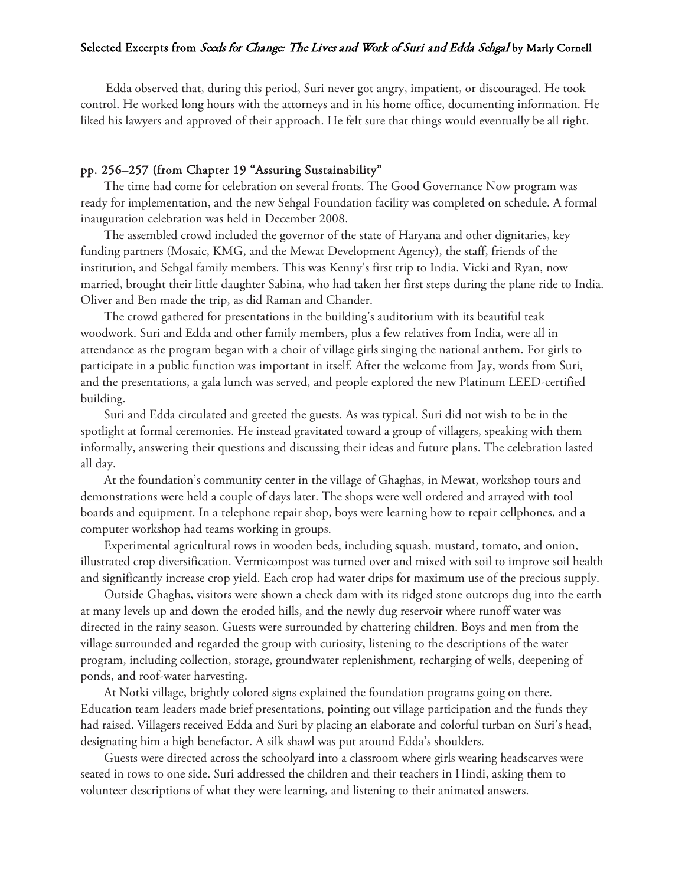Edda observed that, during this period, Suri never got angry, impatient, or discouraged. He took control. He worked long hours with the attorneys and in his home office, documenting information. He liked his lawyers and approved of their approach. He felt sure that things would eventually be all right.

## pp. 256–257 (from Chapter 19 "Assuring Sustainability"

The time had come for celebration on several fronts. The Good Governance Now program was ready for implementation, and the new Sehgal Foundation facility was completed on schedule. A formal inauguration celebration was held in December 2008.

The assembled crowd included the governor of the state of Haryana and other dignitaries, key funding partners (Mosaic, KMG, and the Mewat Development Agency), the staff, friends of the institution, and Sehgal family members. This was Kenny's first trip to India. Vicki and Ryan, now married, brought their little daughter Sabina, who had taken her first steps during the plane ride to India. Oliver and Ben made the trip, as did Raman and Chander.

The crowd gathered for presentations in the building's auditorium with its beautiful teak woodwork. Suri and Edda and other family members, plus a few relatives from India, were all in attendance as the program began with a choir of village girls singing the national anthem. For girls to participate in a public function was important in itself. After the welcome from Jay, words from Suri, and the presentations, a gala lunch was served, and people explored the new Platinum LEED-certified building.

Suri and Edda circulated and greeted the guests. As was typical, Suri did not wish to be in the spotlight at formal ceremonies. He instead gravitated toward a group of villagers, speaking with them informally, answering their questions and discussing their ideas and future plans. The celebration lasted all day.

At the foundation's community center in the village of Ghaghas, in Mewat, workshop tours and demonstrations were held a couple of days later. The shops were well ordered and arrayed with tool boards and equipment. In a telephone repair shop, boys were learning how to repair cellphones, and a computer workshop had teams working in groups.

Experimental agricultural rows in wooden beds, including squash, mustard, tomato, and onion, illustrated crop diversification. Vermicompost was turned over and mixed with soil to improve soil health and significantly increase crop yield. Each crop had water drips for maximum use of the precious supply.

Outside Ghaghas, visitors were shown a check dam with its ridged stone outcrops dug into the earth at many levels up and down the eroded hills, and the newly dug reservoir where runoff water was directed in the rainy season. Guests were surrounded by chattering children. Boys and men from the village surrounded and regarded the group with curiosity, listening to the descriptions of the water program, including collection, storage, groundwater replenishment, recharging of wells, deepening of ponds, and roof-water harvesting.

At Notki village, brightly colored signs explained the foundation programs going on there. Education team leaders made brief presentations, pointing out village participation and the funds they had raised. Villagers received Edda and Suri by placing an elaborate and colorful turban on Suri's head, designating him a high benefactor. A silk shawl was put around Edda's shoulders.

Guests were directed across the schoolyard into a classroom where girls wearing headscarves were seated in rows to one side. Suri addressed the children and their teachers in Hindi, asking them to volunteer descriptions of what they were learning, and listening to their animated answers.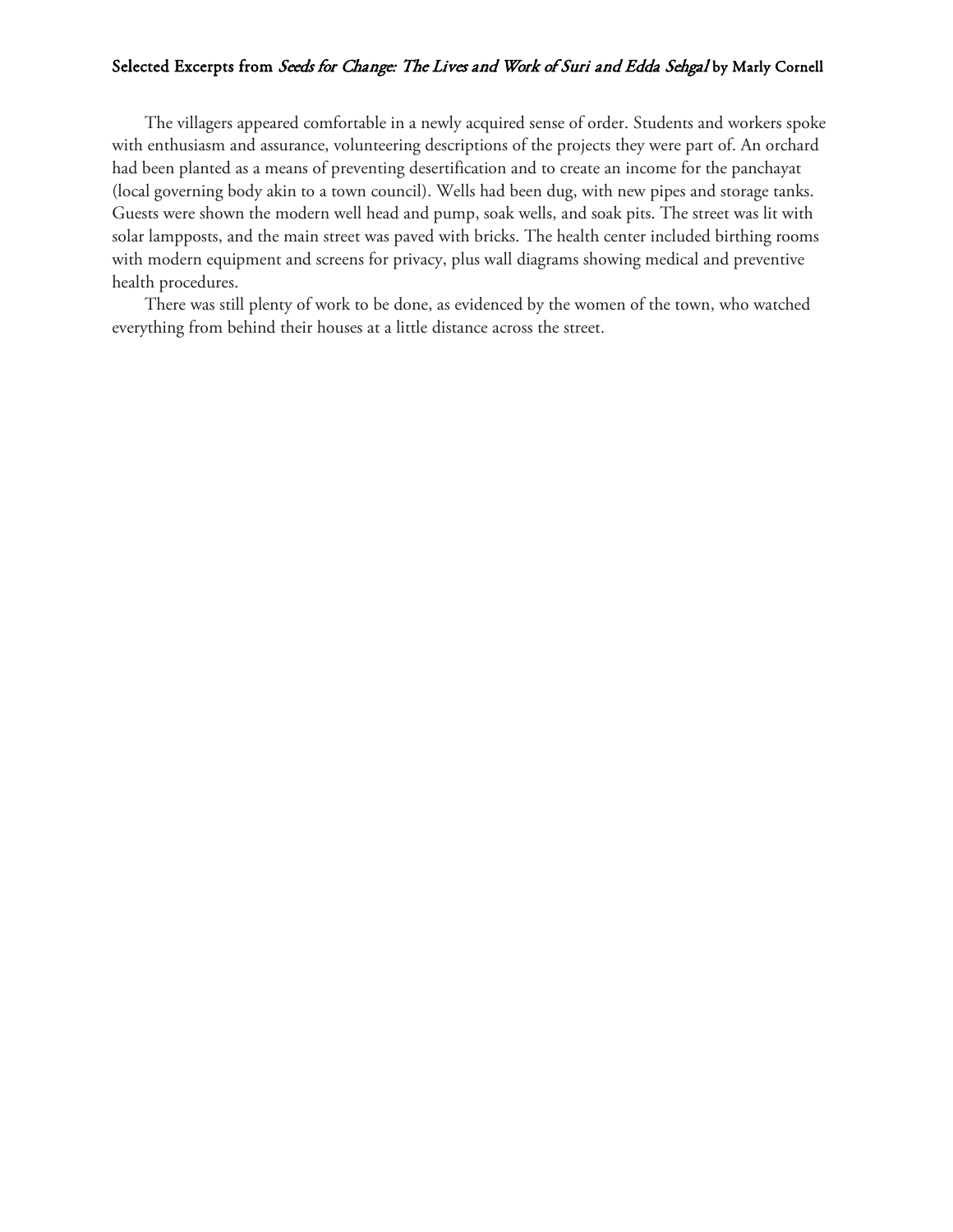The villagers appeared comfortable in a newly acquired sense of order. Students and workers spoke with enthusiasm and assurance, volunteering descriptions of the projects they were part of. An orchard had been planted as a means of preventing desertification and to create an income for the panchayat (local governing body akin to a town council). Wells had been dug, with new pipes and storage tanks. Guests were shown the modern well head and pump, soak wells, and soak pits. The street was lit with solar lampposts, and the main street was paved with bricks. The health center included birthing rooms with modern equipment and screens for privacy, plus wall diagrams showing medical and preventive health procedures.

There was still plenty of work to be done, as evidenced by the women of the town, who watched everything from behind their houses at a little distance across the street.